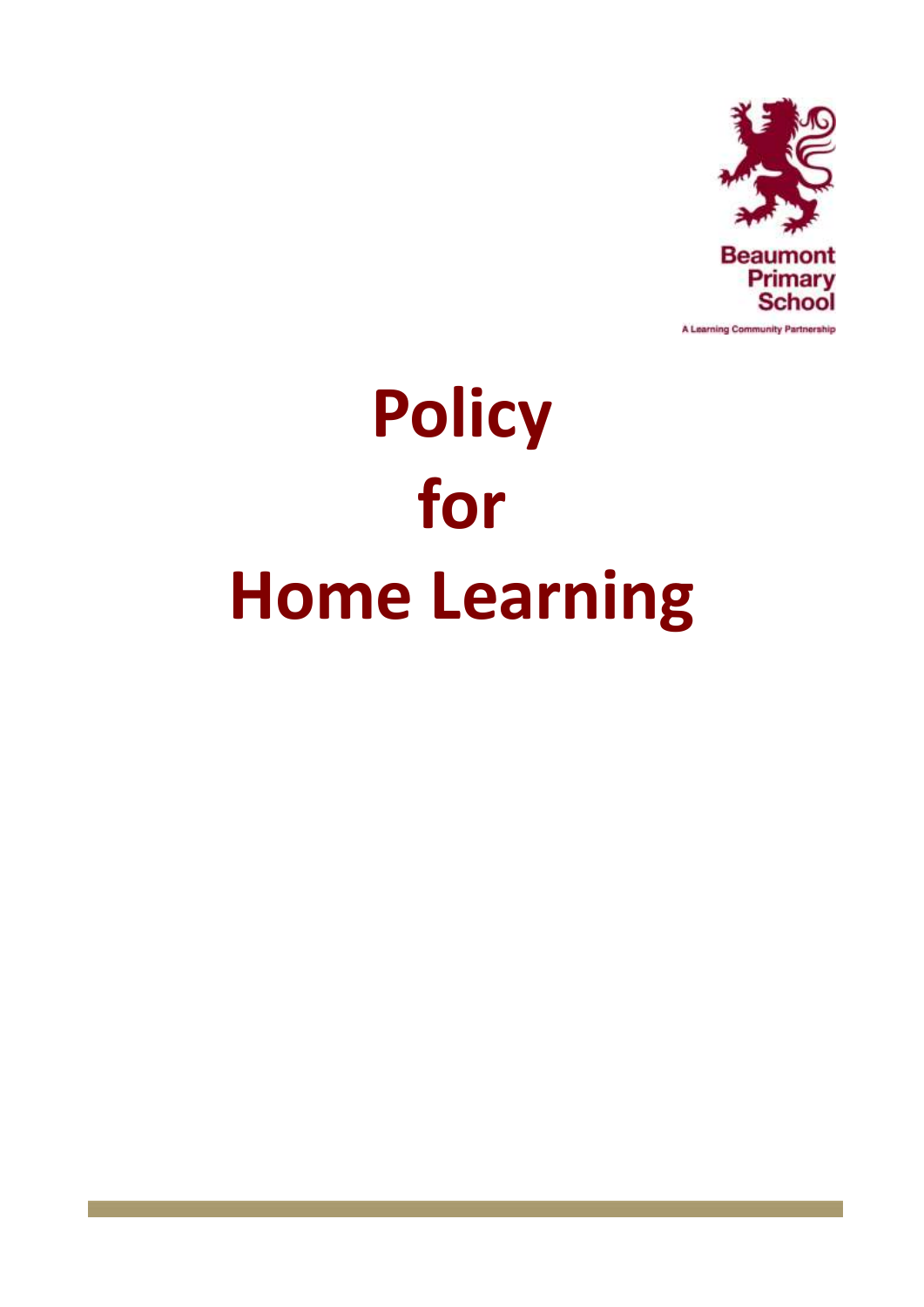Beaumont Primary School

A Learning Community Partnership

# Policy for Home Learning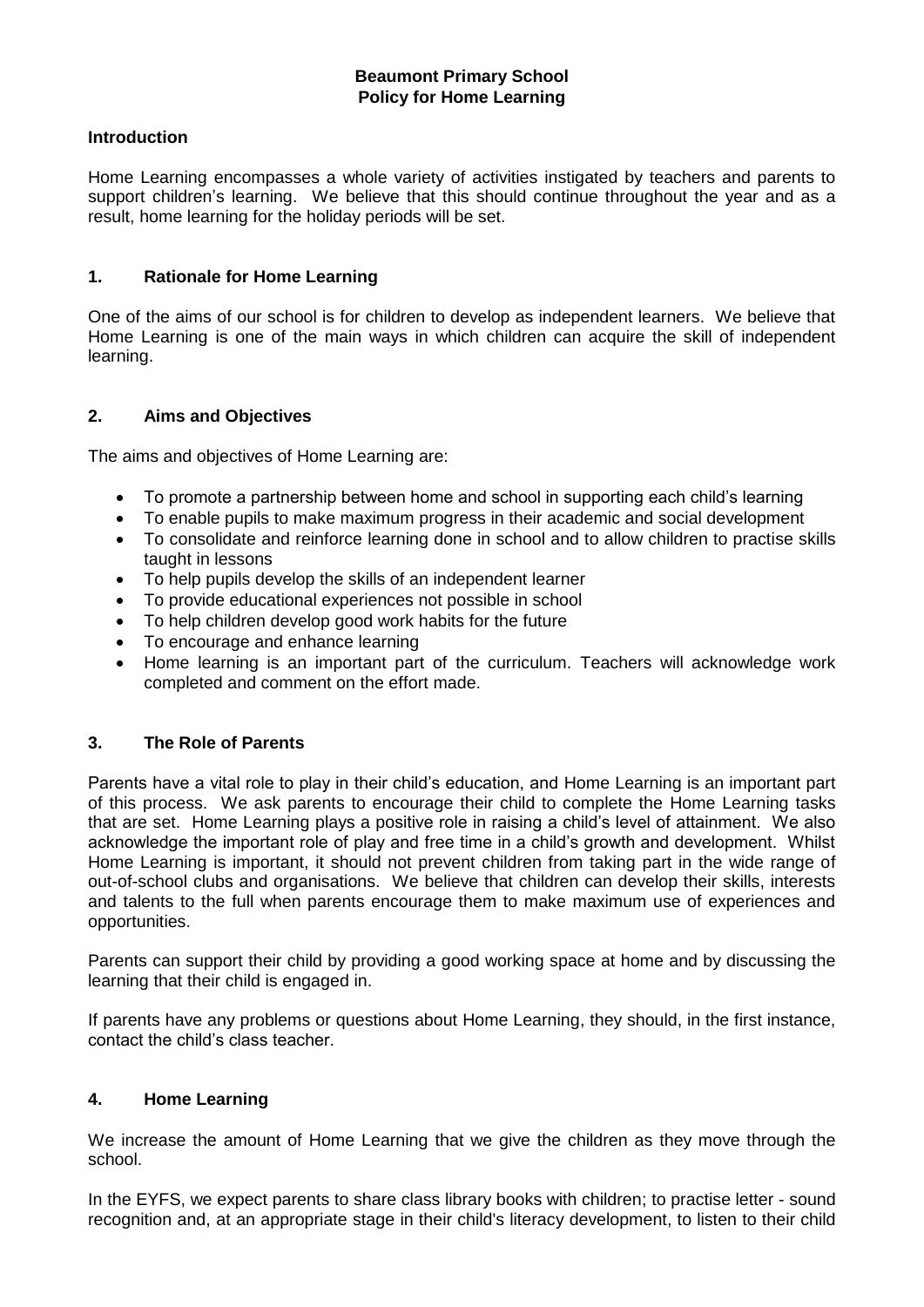**Beaumont Primary School**
**Policy for Home Learning**

## Introduction

Home Learning encompasses a whole variety of activities instigated by teachers and parents to support children's learning. We believe that this should continue throughout the year and as a result, home learning for the holiday periods will be set.

## 1. Rationale for Home Learning

One of the aims of our school is for children to develop as independent learners. We believe that Home Learning is one of the main ways in which children can acquire the skill of independent learning.

## 2. Aims and Objectives

The aims and objectives of Home Learning are:

- To promote a partnership between home and school in supporting each child's learning
- To enable pupils to make maximum progress in their academic and social development
- To consolidate and reinforce learning done in school and to allow children to practise skills taught in lessons
- To help pupils develop the skills of an independent learner
- To provide educational experiences not possible in school
- To help children develop good work habits for the future
- To encourage and enhance learning
- Home learning is an important part of the curriculum. Teachers will acknowledge work completed and comment on the effort made.

## 3. The Role of Parents

Parents have a vital role to play in their child's education, and Home Learning is an important part of this process. We ask parents to encourage their child to complete the Home Learning tasks that are set. Home Learning plays a positive role in raising a child's level of attainment. We also acknowledge the important role of play and free time in a child's growth and development. Whilst Home Learning is important, it should not prevent children from taking part in the wide range of out-of-school clubs and organisations. We believe that children can develop their skills, interests and talents to the full when parents encourage them to make maximum use of experiences and opportunities.

Parents can support their child by providing a good working space at home and by discussing the learning that their child is engaged in.

If parents have any problems or questions about Home Learning, they should, in the first instance, contact the child's class teacher.

## 4. Home Learning

We increase the amount of Home Learning that we give the children as they move through the school.

In the EYFS, we expect parents to share class library books with children; to practise letter - sound recognition and, at an appropriate stage in their child's literacy development, to listen to their child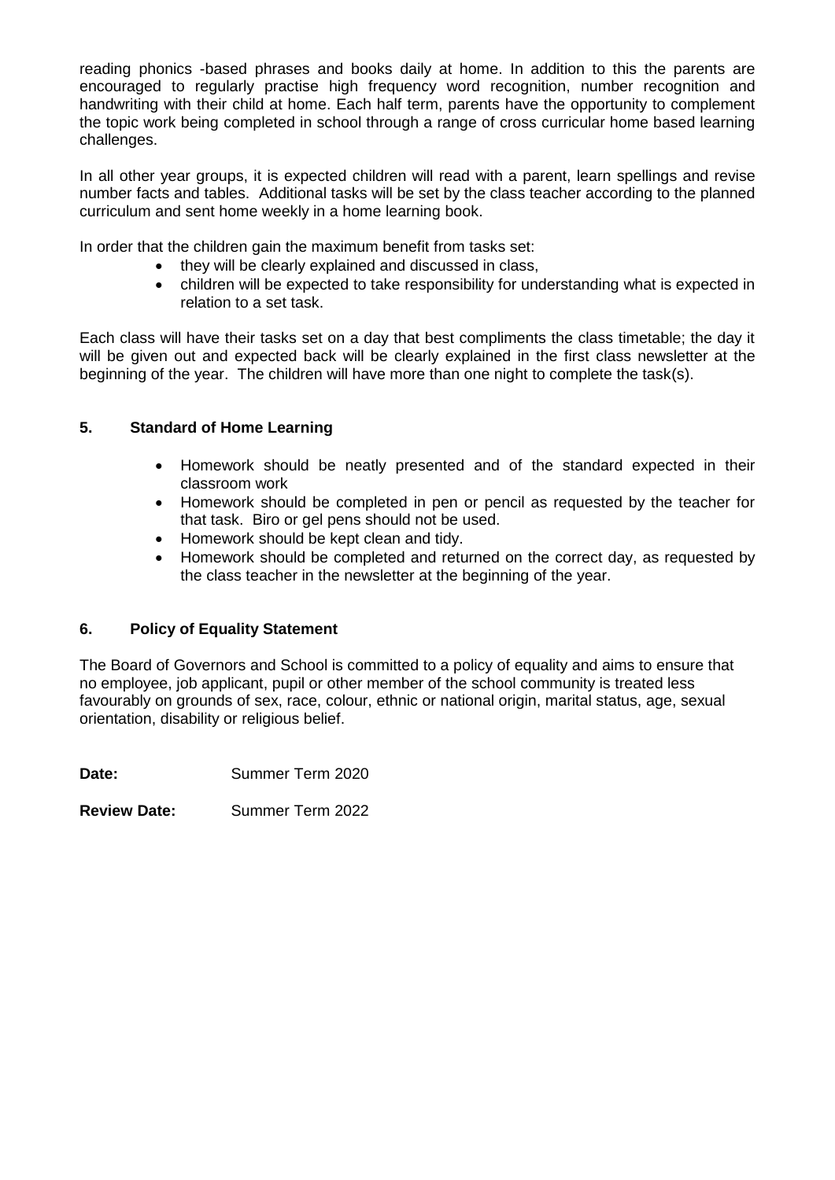reading phonics -based phrases and books daily at home. In addition to this the parents are encouraged to regularly practise high frequency word recognition, number recognition and handwriting with their child at home. Each half term, parents have the opportunity to complement the topic work being completed in school through a range of cross curricular home based learning challenges.

In all other year groups, it is expected children will read with a parent, learn spellings and revise number facts and tables. Additional tasks will be set by the class teacher according to the planned curriculum and sent home weekly in a home learning book.

In order that the children gain the maximum benefit from tasks set:

- they will be clearly explained and discussed in class,
- children will be expected to take responsibility for understanding what is expected in relation to a set task.

Each class will have their tasks set on a day that best compliments the class timetable; the day it will be given out and expected back will be clearly explained in the first class newsletter at the beginning of the year. The children will have more than one night to complete the task(s).

## 5. Standard of Home Learning

- Homework should be neatly presented and of the standard expected in their classroom work
- Homework should be completed in pen or pencil as requested by the teacher for that task. Biro or gel pens should not be used.
- Homework should be kept clean and tidy.
- Homework should be completed and returned on the correct day, as requested by the class teacher in the newsletter at the beginning of the year.

## 6. Policy of Equality Statement

The Board of Governors and School is committed to a policy of equality and aims to ensure that no employee, job applicant, pupil or other member of the school community is treated less favourably on grounds of sex, race, colour, ethnic or national origin, marital status, age, sexual orientation, disability or religious belief.

**Date:** Summer Term 2020

**Review Date:** Summer Term 2022